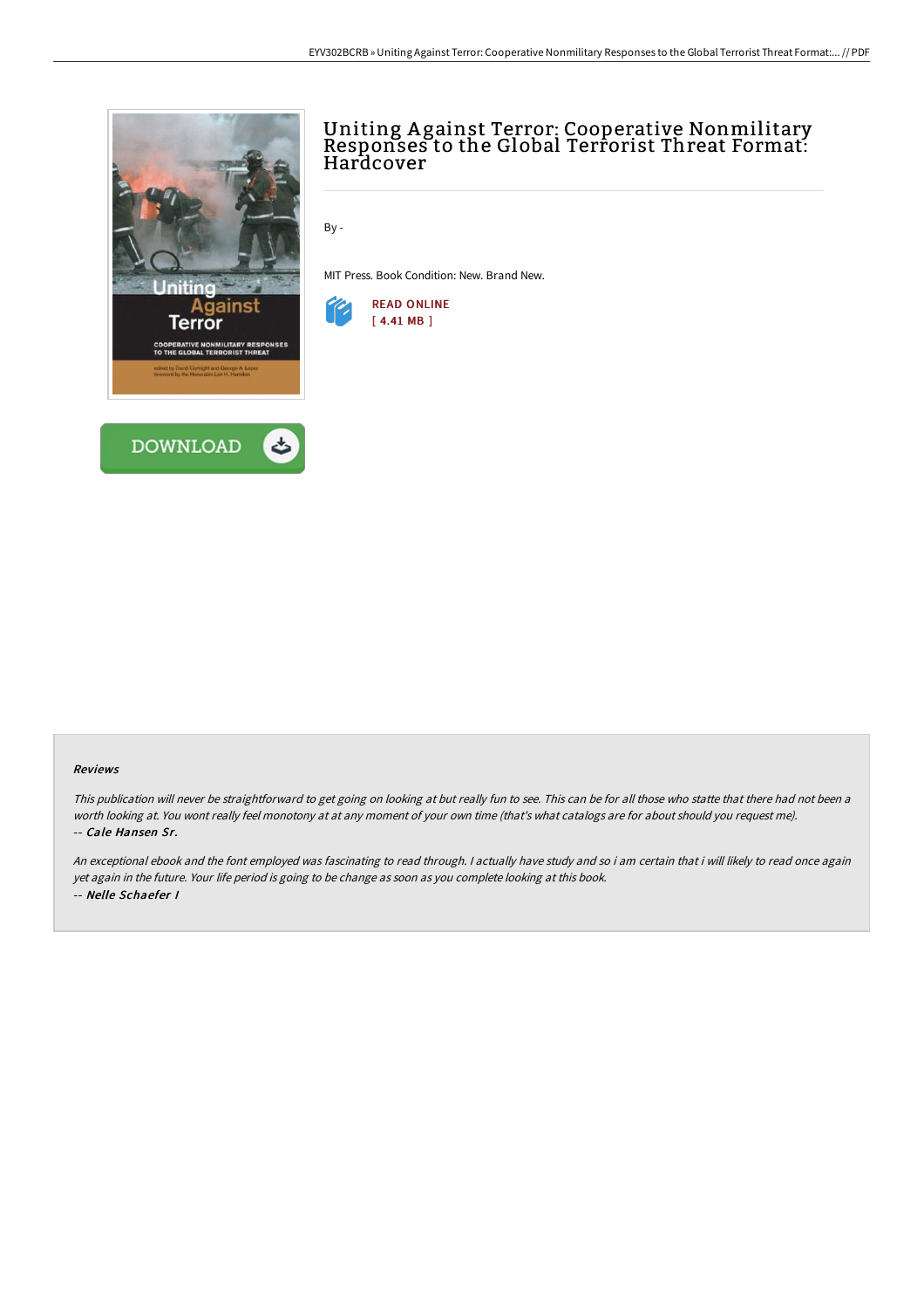# Uniting Against Terror: Cooperative Nonmilitary Responses to the Global Terrorist Threat Format: Hardcover

By -

MIT Press. Book Condition: New. Brand New.

READ ONLINE
[ 4.41 MB ]

DOWNLOAD

#### Reviews

*This publication will never be straightforward to get going on looking at but really fun to see. This can be for all those who statte that there had not been a worth looking at. You wont really feel monotony at at any moment of your own time (that's what catalogs are for about should you request me).*
*-- Cale Hansen Sr.*

*An exceptional ebook and the font employed was fascinating to read through. I actually have study and so i am certain that i will likely to read once again yet again in the future. Your life period is going to be change as soon as you complete looking at this book.*
*-- Nelle Schaefer I*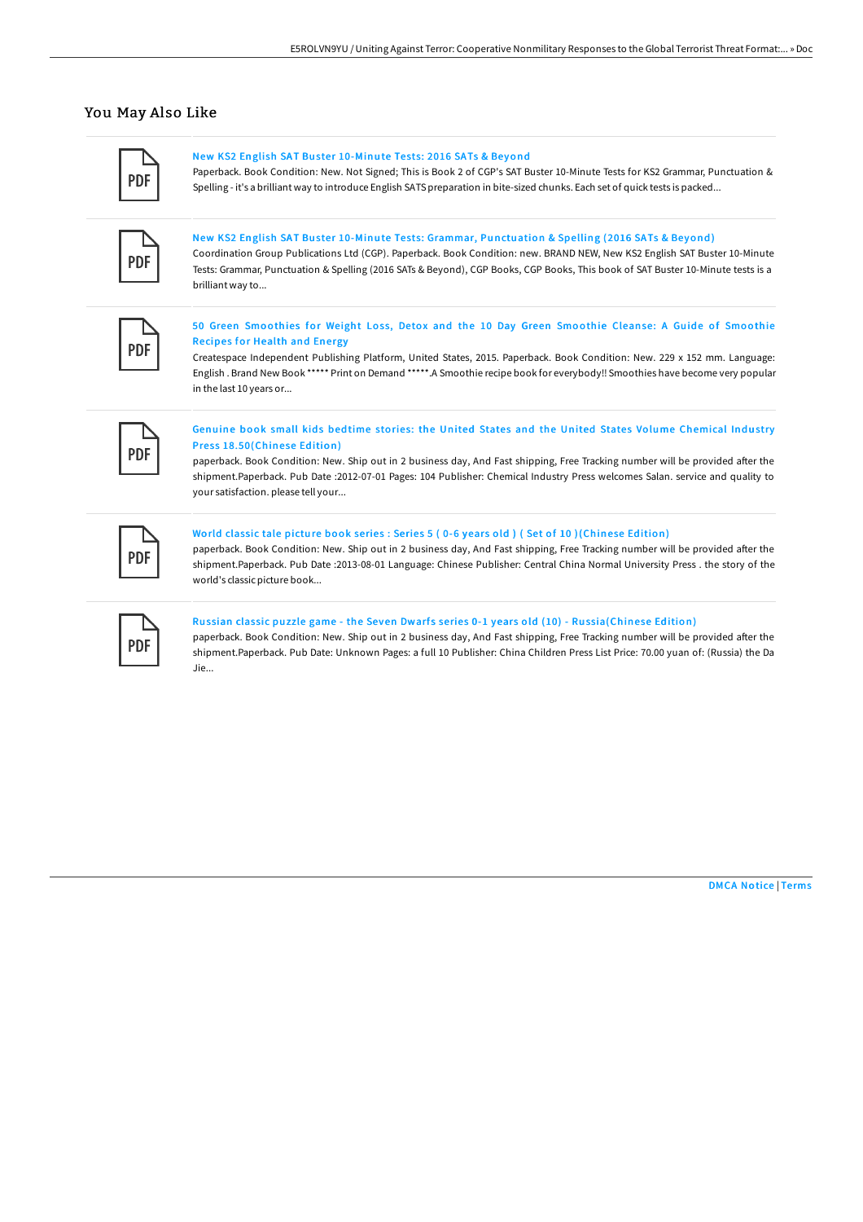## You May Also Like

**New KS2 English SAT Buster 10-Minute Tests: 2016 SATs & Beyond**

Paperback. Book Condition: New. Not Signed; This is Book 2 of CGP's SAT Buster 10-Minute Tests for KS2 Grammar, Punctuation & Spelling - it's a brilliant way to introduce English SATS preparation in bite-sized chunks. Each set of quick tests is packed...

**New KS2 English SAT Buster 10-Minute Tests: Grammar, Punctuation & Spelling (2016 SATs & Beyond)**

Coordination Group Publications Ltd (CGP). Paperback. Book Condition: new. BRAND NEW, New KS2 English SAT Buster 10-Minute Tests: Grammar, Punctuation & Spelling (2016 SATs & Beyond), CGP Books, CGP Books, This book of SAT Buster 10-Minute tests is a brilliant way to...

**50 Green Smoothies for Weight Loss, Detox and the 10 Day Green Smoothie Cleanse: A Guide of Smoothie Recipes for Health and Energy**

Createspace Independent Publishing Platform, United States, 2015. Paperback. Book Condition: New. 229 x 152 mm. Language: English . Brand New Book ***** Print on Demand *****.A Smoothie recipe book for everybody!! Smoothies have become very popular in the last 10 years or...

**Genuine book small kids bedtime stories: the United States and the United States Volume Chemical Industry Press 18.50(Chinese Edition)**

paperback. Book Condition: New. Ship out in 2 business day, And Fast shipping, Free Tracking number will be provided after the shipment.Paperback. Pub Date :2012-07-01 Pages: 104 Publisher: Chemical Industry Press welcomes Salan. service and quality to your satisfaction. please tell your...

**World classic tale picture book series : Series 5 ( 0-6 years old ) ( Set of 10 )(Chinese Edition)**

paperback. Book Condition: New. Ship out in 2 business day, And Fast shipping, Free Tracking number will be provided after the shipment.Paperback. Pub Date :2013-08-01 Language: Chinese Publisher: Central China Normal University Press . the story of the world's classic picture book...

**Russian classic puzzle game - the Seven Dwarfs series 0-1 years old (10) - Russia(Chinese Edition)**

paperback. Book Condition: New. Ship out in 2 business day, And Fast shipping, Free Tracking number will be provided after the shipment.Paperback. Pub Date: Unknown Pages: a full 10 Publisher: China Children Press List Price: 70.00 yuan of: (Russia) the Da Jie...

DMCA Notice | Terms